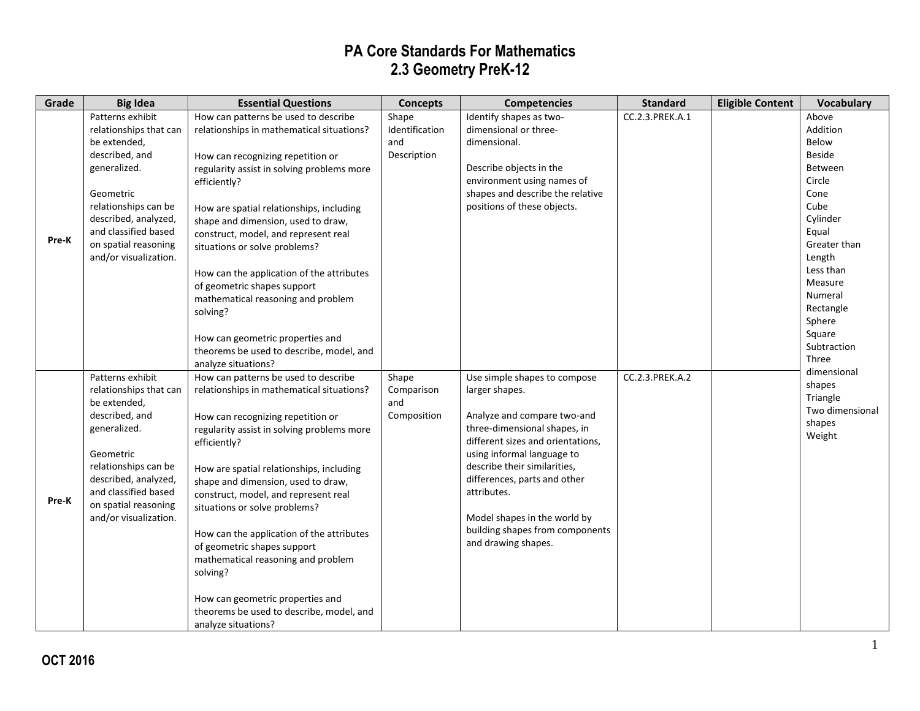# PA Core Standards For Mathematics
## 2.3 Geometry PreK-12

| Grade | Big Idea | Essential Questions | Concepts | Competencies | Standard | Eligible Content | Vocabulary |
|---|---|---|---|---|---|---|---|
| Pre-K | Patterns exhibit relationships that can be extended, described, and generalized.<br><br>Geometric relationships can be described, analyzed, and classified based on spatial reasoning and/or visualization. | How can patterns be used to describe relationships in mathematical situations?<br><br>How can recognizing repetition or regularity assist in solving problems more efficiently?<br><br>How are spatial relationships, including shape and dimension, used to draw, construct, model, and represent real situations or solve problems?<br><br>How can the application of the attributes of geometric shapes support mathematical reasoning and problem solving?<br><br>How can geometric properties and theorems be used to describe, model, and analyze situations? | Shape Identification and Description | Identify shapes as two-dimensional or three-dimensional.<br><br>Describe objects in the environment using names of shapes and describe the relative positions of these objects. | CC.2.3.PREK.A.1 | | Above<br>Addition<br>Below<br>Beside<br>Between<br>Circle<br>Cone<br>Cube<br>Cylinder<br>Equal<br>Greater than<br>Length<br>Less than<br>Measure<br>Numeral<br>Rectangle<br>Sphere<br>Square<br>Subtraction<br>Three dimensional shapes<br>Triangle<br>Two dimensional shapes<br>Weight |
| Pre-K | Patterns exhibit relationships that can be extended, described, and generalized.<br><br>Geometric relationships can be described, analyzed, and classified based on spatial reasoning and/or visualization. | How can patterns be used to describe relationships in mathematical situations?<br><br>How can recognizing repetition or regularity assist in solving problems more efficiently?<br><br>How are spatial relationships, including shape and dimension, used to draw, construct, model, and represent real situations or solve problems?<br><br>How can the application of the attributes of geometric shapes support mathematical reasoning and problem solving?<br><br>How can geometric properties and theorems be used to describe, model, and analyze situations? | Shape Comparison and Composition | Use simple shapes to compose larger shapes.<br><br>Analyze and compare two-and three-dimensional shapes, in different sizes and orientations, using informal language to describe their similarities, differences, parts and other attributes.<br><br>Model shapes in the world by building shapes from components and drawing shapes. | CC.2.3.PREK.A.2 | | |

OCT 2016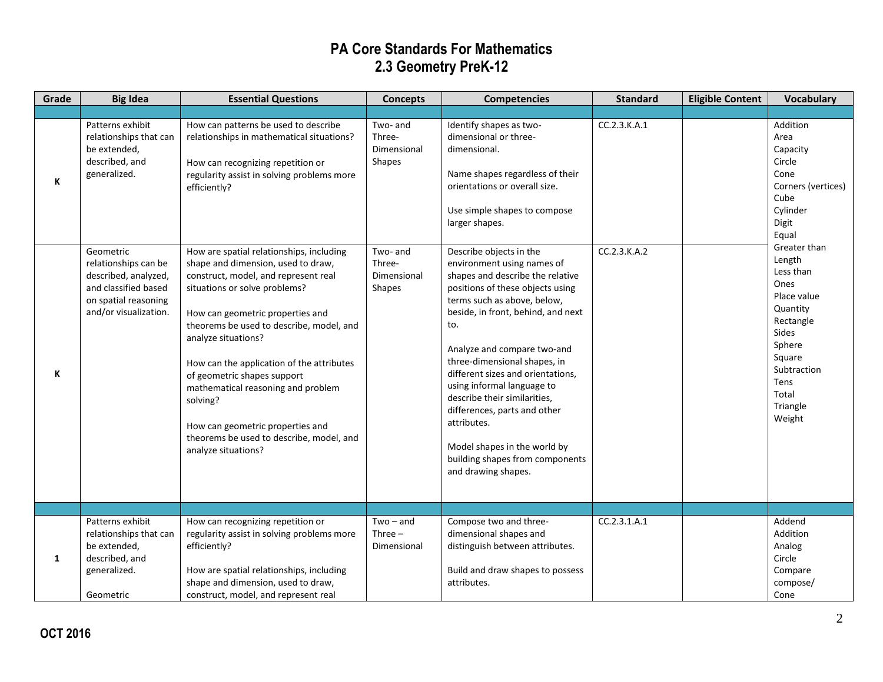# PA Core Standards For Mathematics
## 2.3 Geometry PreK-12

| Grade | Big Idea | Essential Questions | Concepts | Competencies | Standard | Eligible Content | Vocabulary |
|---|---|---|---|---|---|---|---|
| | | | | | | | |
| K | Patterns exhibit relationships that can be extended, described, and generalized. | How can patterns be used to describe relationships in mathematical situations?<br><br>How can recognizing repetition or regularity assist in solving problems more efficiently? | Two- and Three-Dimensional Shapes | Identify shapes as two-dimensional or three-dimensional.<br><br>Name shapes regardless of their orientations or overall size.<br><br>Use simple shapes to compose larger shapes. | CC.2.3.K.A.1 | | Addition<br>Area<br>Capacity<br>Circle<br>Cone<br>Corners (vertices)<br>Cube<br>Cylinder<br>Digit<br>Equal<br>Greater than<br>Length<br>Less than<br>Ones<br>Place value<br>Quantity<br>Rectangle<br>Sides<br>Sphere<br>Square<br>Subtraction<br>Tens<br>Total<br>Triangle<br>Weight |
| K | Geometric relationships can be described, analyzed, and classified based on spatial reasoning and/or visualization. | How are spatial relationships, including shape and dimension, used to draw, construct, model, and represent real situations or solve problems?<br><br>How can geometric properties and theorems be used to describe, model, and analyze situations?<br><br>How can the application of the attributes of geometric shapes support mathematical reasoning and problem solving?<br><br>How can geometric properties and theorems be used to describe, model, and analyze situations? | Two- and Three-Dimensional Shapes | Describe objects in the environment using names of shapes and describe the relative positions of these objects using terms such as above, below, beside, in front, behind, and next to.<br><br>Analyze and compare two-and three-dimensional shapes, in different sizes and orientations, using informal language to describe their similarities, differences, parts and other attributes.<br><br>Model shapes in the world by building shapes from components and drawing shapes. | CC.2.3.K.A.2 | | |
| | | | | | | | |
| 1 | Patterns exhibit relationships that can be extended, described, and generalized.<br><br>Geometric | How can recognizing repetition or regularity assist in solving problems more efficiently?<br><br>How are spatial relationships, including shape and dimension, used to draw, construct, model, and represent real | Two – and Three – Dimensional | Compose two and three-dimensional shapes and distinguish between attributes.<br><br>Build and draw shapes to possess attributes. | CC.2.3.1.A.1 | | Addend<br>Addition<br>Analog<br>Circle<br>Compare<br>compose/<br>Cone |

OCT 2016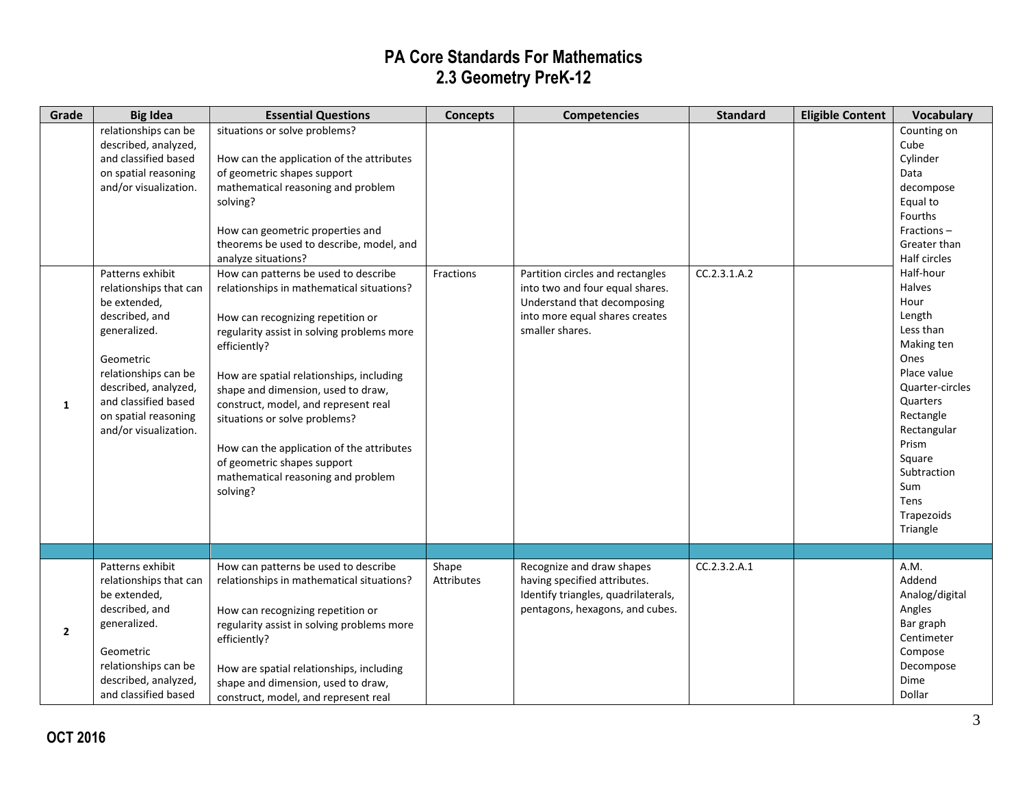# PA Core Standards For Mathematics
## 2.3 Geometry PreK-12

| Grade | Big Idea | Essential Questions | Concepts | Competencies | Standard | Eligible Content | Vocabulary |
|---|---|---|---|---|---|---|---|
| | relationships can be described, analyzed, and classified based on spatial reasoning and/or visualization. | situations or solve problems?<br><br>How can the application of the attributes of geometric shapes support mathematical reasoning and problem solving?<br><br>How can geometric properties and theorems be used to describe, model, and analyze situations? | | | | | Counting on<br>Cube<br>Cylinder<br>Data<br>decompose<br>Equal to<br>Fourths<br>Fractions –<br>Greater than<br>Half circles<br>Half-hour<br>Halves<br>Hour<br>Length<br>Less than<br>Making ten<br>Ones<br>Place value<br>Quarter-circles<br>Quarters<br>Rectangle<br>Rectangular Prism<br>Square<br>Subtraction<br>Sum<br>Tens<br>Trapezoids<br>Triangle |
| 1 | Patterns exhibit relationships that can be extended, described, and generalized.<br><br>Geometric relationships can be described, analyzed, and classified based on spatial reasoning and/or visualization. | How can patterns be used to describe relationships in mathematical situations?<br><br>How can recognizing repetition or regularity assist in solving problems more efficiently?<br><br>How are spatial relationships, including shape and dimension, used to draw, construct, model, and represent real situations or solve problems?<br><br>How can the application of the attributes of geometric shapes support mathematical reasoning and problem solving? | Fractions | Partition circles and rectangles into two and four equal shares. Understand that decomposing into more equal shares creates smaller shares. | CC.2.3.1.A.2 | | |
| | | | | | | | |
| 2 | Patterns exhibit relationships that can be extended, described, and generalized.<br><br>Geometric relationships can be described, analyzed, and classified based | How can patterns be used to describe relationships in mathematical situations?<br><br>How can recognizing repetition or regularity assist in solving problems more efficiently?<br><br>How are spatial relationships, including shape and dimension, used to draw, construct, model, and represent real | Shape Attributes | Recognize and draw shapes having specified attributes. Identify triangles, quadrilaterals, pentagons, hexagons, and cubes. | CC.2.3.2.A.1 | | A.M.<br>Addend<br>Analog/digital<br>Angles<br>Bar graph<br>Centimeter<br>Compose<br>Decompose<br>Dime<br>Dollar |

**OCT 2016**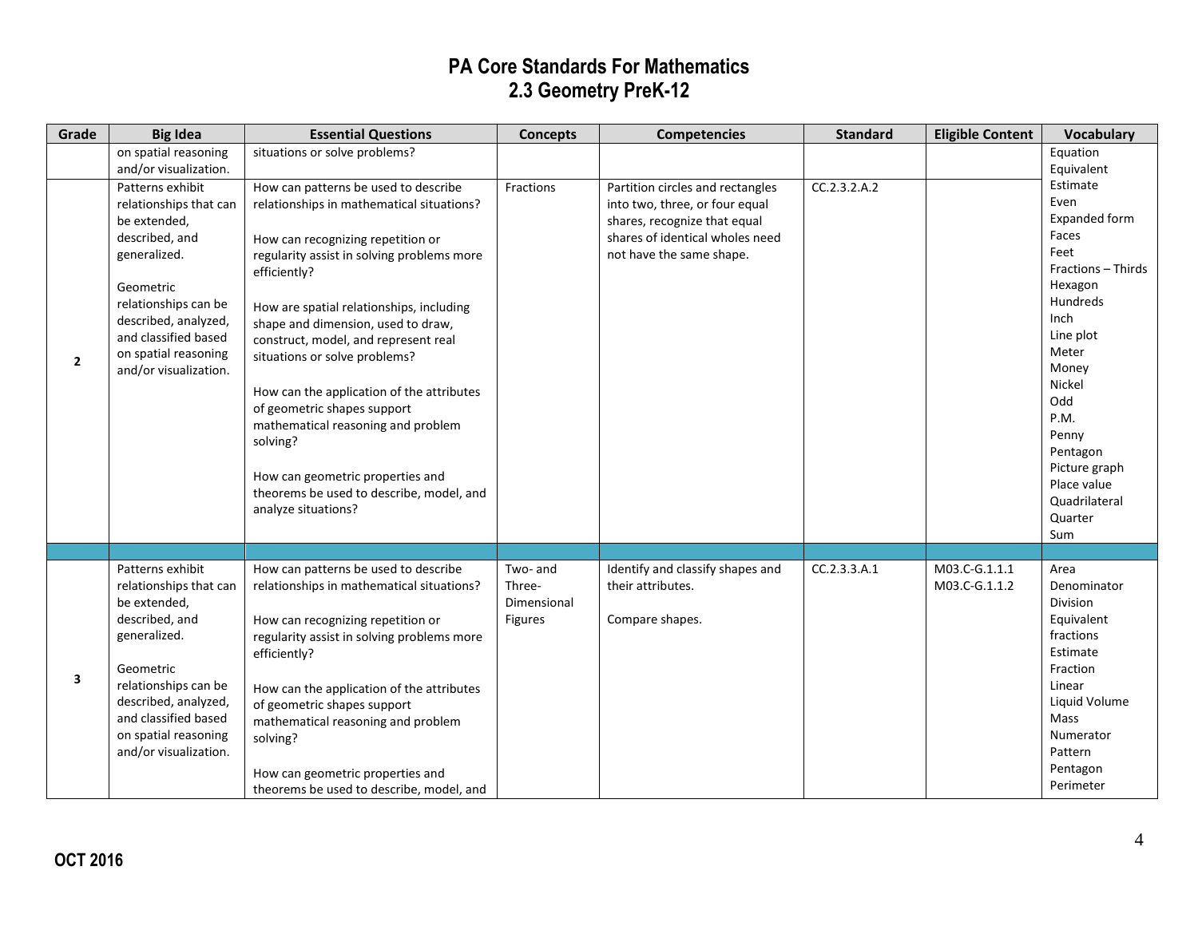# PA Core Standards For Mathematics
## 2.3 Geometry PreK-12

| Grade | Big Idea | Essential Questions | Concepts | Competencies | Standard | Eligible Content | Vocabulary |
|---|---|---|---|---|---|---|---|
| | on spatial reasoning and/or visualization. | situations or solve problems? | | | | | Equation<br>Equivalent<br>Estimate<br>Even<br>Expanded form<br>Faces<br>Feet<br>Fractions – Thirds<br>Hexagon<br>Hundreds<br>Inch<br>Line plot<br>Meter<br>Money<br>Nickel<br>Odd<br>P.M.<br>Penny<br>Pentagon<br>Picture graph<br>Place value<br>Quadrilateral<br>Quarter<br>Sum |
| 2 | Patterns exhibit relationships that can be extended, described, and generalized.<br><br>Geometric relationships can be described, analyzed, and classified based on spatial reasoning and/or visualization. | How can patterns be used to describe relationships in mathematical situations?<br><br>How can recognizing repetition or regularity assist in solving problems more efficiently?<br><br>How are spatial relationships, including shape and dimension, used to draw, construct, model, and represent real situations or solve problems?<br><br>How can the application of the attributes of geometric shapes support mathematical reasoning and problem solving?<br><br>How can geometric properties and theorems be used to describe, model, and analyze situations? | Fractions | Partition circles and rectangles into two, three, or four equal shares, recognize that equal shares of identical wholes need not have the same shape. | CC.2.3.2.A.2 | | |
| | | | | | | | |
| 3 | Patterns exhibit relationships that can be extended, described, and generalized.<br><br>Geometric relationships can be described, analyzed, and classified based on spatial reasoning and/or visualization. | How can patterns be used to describe relationships in mathematical situations?<br><br>How can recognizing repetition or regularity assist in solving problems more efficiently?<br><br>How can the application of the attributes of geometric shapes support mathematical reasoning and problem solving?<br><br>How can geometric properties and theorems be used to describe, model, and | Two- and Three-Dimensional Figures | Identify and classify shapes and their attributes.<br><br>Compare shapes. | CC.2.3.3.A.1 | M03.C-G.1.1.1<br>M03.C-G.1.1.2 | Area<br>Denominator<br>Division<br>Equivalent fractions<br>Estimate<br>Fraction<br>Linear<br>Liquid Volume<br>Mass<br>Numerator<br>Pattern<br>Pentagon<br>Perimeter |

OCT 2016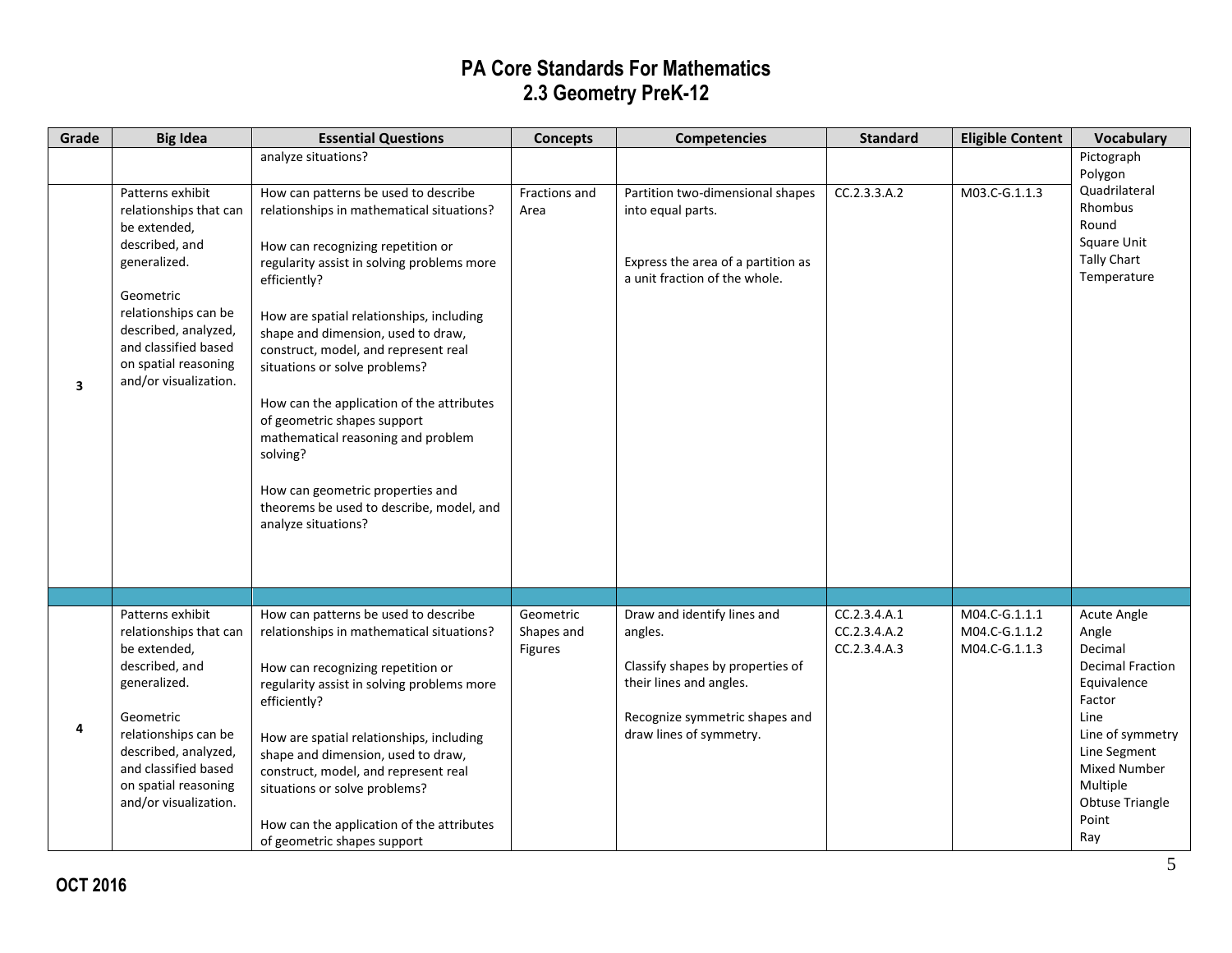# PA Core Standards For Mathematics
## 2.3 Geometry PreK-12

| Grade | Big Idea | Essential Questions | Concepts | Competencies | Standard | Eligible Content | Vocabulary |
|---|---|---|---|---|---|---|---|
| | | analyze situations? | | | | | Pictograph<br>Polygon<br>Quadrilateral<br>Rhombus<br>Round<br>Square Unit<br>Tally Chart<br>Temperature |
| 3 | Patterns exhibit relationships that can be extended, described, and generalized.<br><br>Geometric relationships can be described, analyzed, and classified based on spatial reasoning and/or visualization. | How can patterns be used to describe relationships in mathematical situations?<br><br>How can recognizing repetition or regularity assist in solving problems more efficiently?<br><br>How are spatial relationships, including shape and dimension, used to draw, construct, model, and represent real situations or solve problems?<br><br>How can the application of the attributes of geometric shapes support mathematical reasoning and problem solving?<br><br>How can geometric properties and theorems be used to describe, model, and analyze situations? | Fractions and Area | Partition two-dimensional shapes into equal parts.<br><br>Express the area of a partition as a unit fraction of the whole. | CC.2.3.3.A.2 | M03.C-G.1.1.3 | |
| | | | | | | | |
| 4 | Patterns exhibit relationships that can be extended, described, and generalized.<br><br>Geometric relationships can be described, analyzed, and classified based on spatial reasoning and/or visualization. | How can patterns be used to describe relationships in mathematical situations?<br><br>How can recognizing repetition or regularity assist in solving problems more efficiently?<br><br>How are spatial relationships, including shape and dimension, used to draw, construct, model, and represent real situations or solve problems?<br><br>How can the application of the attributes of geometric shapes support | Geometric Shapes and Figures | Draw and identify lines and angles.<br><br>Classify shapes by properties of their lines and angles.<br><br>Recognize symmetric shapes and draw lines of symmetry. | CC.2.3.4.A.1<br>CC.2.3.4.A.2<br>CC.2.3.4.A.3 | M04.C-G.1.1.1<br>M04.C-G.1.1.2<br>M04.C-G.1.1.3 | Acute Angle<br>Angle<br>Decimal<br>Decimal Fraction<br>Equivalence<br>Factor<br>Line<br>Line of symmetry<br>Line Segment<br>Mixed Number<br>Multiple<br>Obtuse Triangle<br>Point<br>Ray |

OCT 2016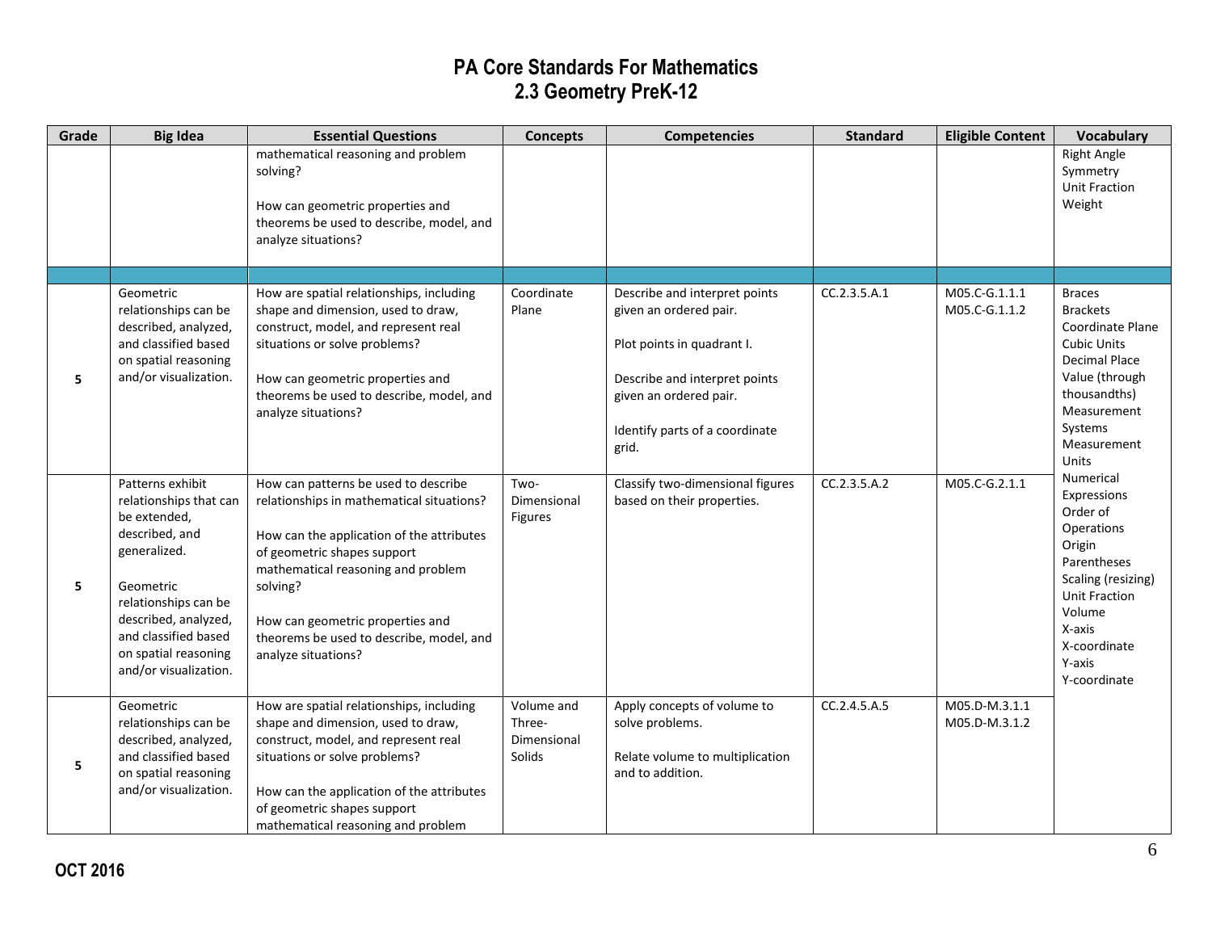# PA Core Standards For Mathematics
## 2.3 Geometry PreK-12

| Grade | Big Idea | Essential Questions | Concepts | Competencies | Standard | Eligible Content | Vocabulary |
|---|---|---|---|---|---|---|---|
| | | mathematical reasoning and problem solving?<br><br>How can geometric properties and theorems be used to describe, model, and analyze situations? | | | | | Right Angle<br>Symmetry<br>Unit Fraction<br>Weight |
| | | | | | | | |
| 5 | Geometric relationships can be described, analyzed, and classified based on spatial reasoning and/or visualization. | How are spatial relationships, including shape and dimension, used to draw, construct, model, and represent real situations or solve problems?<br><br>How can geometric properties and theorems be used to describe, model, and analyze situations? | Coordinate Plane | Describe and interpret points given an ordered pair.<br><br>Plot points in quadrant I.<br><br>Describe and interpret points given an ordered pair.<br><br>Identify parts of a coordinate grid. | CC.2.3.5.A.1 | M05.C-G.1.1.1<br>M05.C-G.1.1.2 | Braces<br>Brackets<br>Coordinate Plane<br>Cubic Units<br>Decimal Place Value (through thousandths)<br>Measurement Systems<br>Measurement Units<br>Numerical Expressions<br>Order of Operations<br>Origin<br>Parentheses<br>Scaling (resizing)<br>Unit Fraction<br>Volume<br>X-axis<br>X-coordinate<br>Y-axis<br>Y-coordinate |
| 5 | Patterns exhibit relationships that can be extended, described, and generalized.<br><br>Geometric relationships can be described, analyzed, and classified based on spatial reasoning and/or visualization. | How can patterns be used to describe relationships in mathematical situations?<br><br>How can the application of the attributes of geometric shapes support mathematical reasoning and problem solving?<br><br>How can geometric properties and theorems be used to describe, model, and analyze situations? | Two-Dimensional Figures | Classify two-dimensional figures based on their properties. | CC.2.3.5.A.2 | M05.C-G.2.1.1 | |
| 5 | Geometric relationships can be described, analyzed, and classified based on spatial reasoning and/or visualization. | How are spatial relationships, including shape and dimension, used to draw, construct, model, and represent real situations or solve problems?<br><br>How can the application of the attributes of geometric shapes support mathematical reasoning and problem | Volume and Three-Dimensional Solids | Apply concepts of volume to solve problems.<br><br>Relate volume to multiplication and to addition. | CC.2.4.5.A.5 | M05.D-M.3.1.1<br>M05.D-M.3.1.2 | |

OCT 2016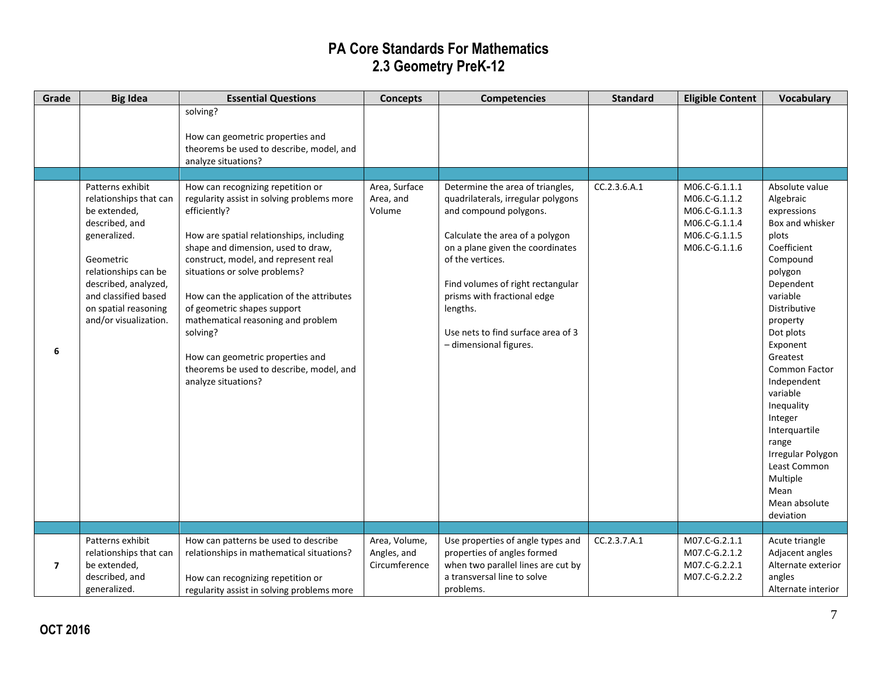# PA Core Standards For Mathematics
## 2.3 Geometry PreK-12

| Grade | Big Idea | Essential Questions | Concepts | Competencies | Standard | Eligible Content | Vocabulary |
|---|---|---|---|---|---|---|---|
| | | solving?<br><br>How can geometric properties and theorems be used to describe, model, and analyze situations? | | | | | |
| | | | | | | | |
| 6 | Patterns exhibit relationships that can be extended, described, and generalized.<br><br>Geometric relationships can be described, analyzed, and classified based on spatial reasoning and/or visualization. | How can recognizing repetition or regularity assist in solving problems more efficiently?<br><br>How are spatial relationships, including shape and dimension, used to draw, construct, model, and represent real situations or solve problems?<br><br>How can the application of the attributes of geometric shapes support mathematical reasoning and problem solving?<br><br>How can geometric properties and theorems be used to describe, model, and analyze situations? | Area, Surface Area, and Volume | Determine the area of triangles, quadrilaterals, irregular polygons and compound polygons.<br><br>Calculate the area of a polygon on a plane given the coordinates of the vertices.<br><br>Find volumes of right rectangular prisms with fractional edge lengths.<br><br>Use nets to find surface area of 3 – dimensional figures. | CC.2.3.6.A.1 | M06.C-G.1.1.1<br>M06.C-G.1.1.2<br>M06.C-G.1.1.3<br>M06.C-G.1.1.4<br>M06.C-G.1.1.5<br>M06.C-G.1.1.6 | Absolute value<br>Algebraic expressions<br>Box and whisker plots<br>Coefficient<br>Compound polygon<br>Dependent variable<br>Distributive property<br>Dot plots<br>Exponent<br>Greatest Common Factor<br>Independent variable<br>Inequality<br>Integer<br>Interquartile range<br>Irregular Polygon<br>Least Common Multiple<br>Mean<br>Mean absolute deviation |
| | | | | | | | |
| 7 | Patterns exhibit relationships that can be extended, described, and generalized. | How can patterns be used to describe relationships in mathematical situations?<br><br>How can recognizing repetition or regularity assist in solving problems more | Area, Volume, Angles, and Circumference | Use properties of angle types and properties of angles formed when two parallel lines are cut by a transversal line to solve problems. | CC.2.3.7.A.1 | M07.C-G.2.1.1<br>M07.C-G.2.1.2<br>M07.C-G.2.2.1<br>M07.C-G.2.2.2 | Acute triangle<br>Adjacent angles<br>Alternate exterior angles<br>Alternate interior |

OCT 2016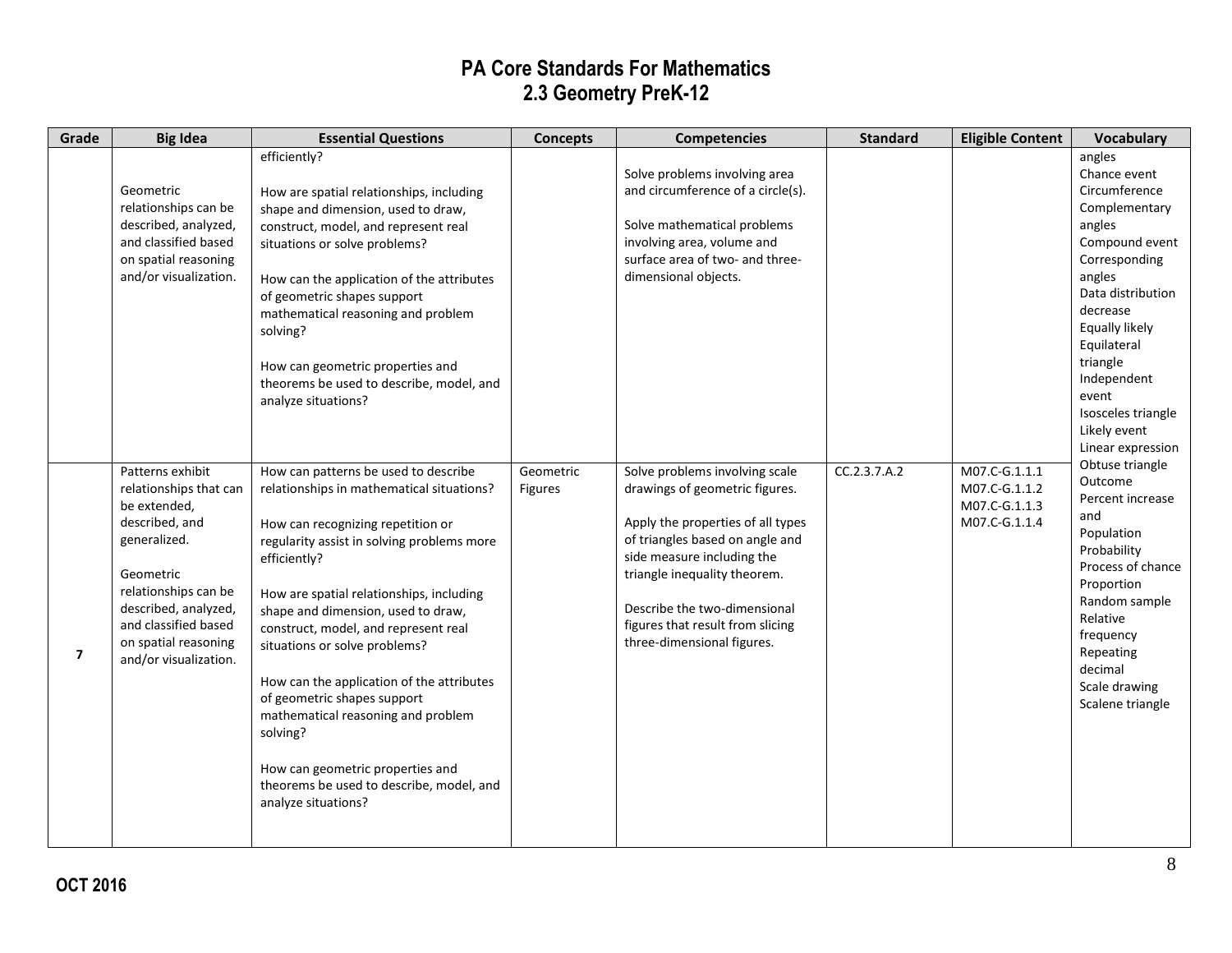# PA Core Standards For Mathematics
## 2.3 Geometry PreK-12

| Grade | Big Idea | Essential Questions | Concepts | Competencies | Standard | Eligible Content | Vocabulary |
|---|---|---|---|---|---|---|---|
| | Geometric relationships can be described, analyzed, and classified based on spatial reasoning and/or visualization. | efficiently?<br><br>How are spatial relationships, including shape and dimension, used to draw, construct, model, and represent real situations or solve problems?<br><br>How can the application of the attributes of geometric shapes support mathematical reasoning and problem solving?<br><br>How can geometric properties and theorems be used to describe, model, and analyze situations? | | Solve problems involving area and circumference of a circle(s).<br><br>Solve mathematical problems involving area, volume and surface area of two- and three-dimensional objects. | | | angles<br>Chance event<br>Circumference<br>Complementary angles<br>Compound event<br>Corresponding angles<br>Data distribution decrease<br>Equally likely<br>Equilateral triangle<br>Independent event<br>Isosceles triangle<br>Likely event<br>Linear expression<br>Obtuse triangle<br>Outcome<br>Percent increase and<br>Population<br>Probability<br>Process of chance<br>Proportion<br>Random sample<br>Relative frequency<br>Repeating decimal<br>Scale drawing<br>Scalene triangle |
| 7 | Patterns exhibit relationships that can be extended, described, and generalized.<br><br>Geometric relationships can be described, analyzed, and classified based on spatial reasoning and/or visualization. | How can patterns be used to describe relationships in mathematical situations?<br><br>How can recognizing repetition or regularity assist in solving problems more efficiently?<br><br>How are spatial relationships, including shape and dimension, used to draw, construct, model, and represent real situations or solve problems?<br><br>How can the application of the attributes of geometric shapes support mathematical reasoning and problem solving?<br><br>How can geometric properties and theorems be used to describe, model, and analyze situations? | Geometric Figures | Solve problems involving scale drawings of geometric figures.<br><br>Apply the properties of all types of triangles based on angle and side measure including the triangle inequality theorem.<br><br>Describe the two-dimensional figures that result from slicing three-dimensional figures. | CC.2.3.7.A.2 | M07.C-G.1.1.1<br>M07.C-G.1.1.2<br>M07.C-G.1.1.3<br>M07.C-G.1.1.4 | |

OCT 2016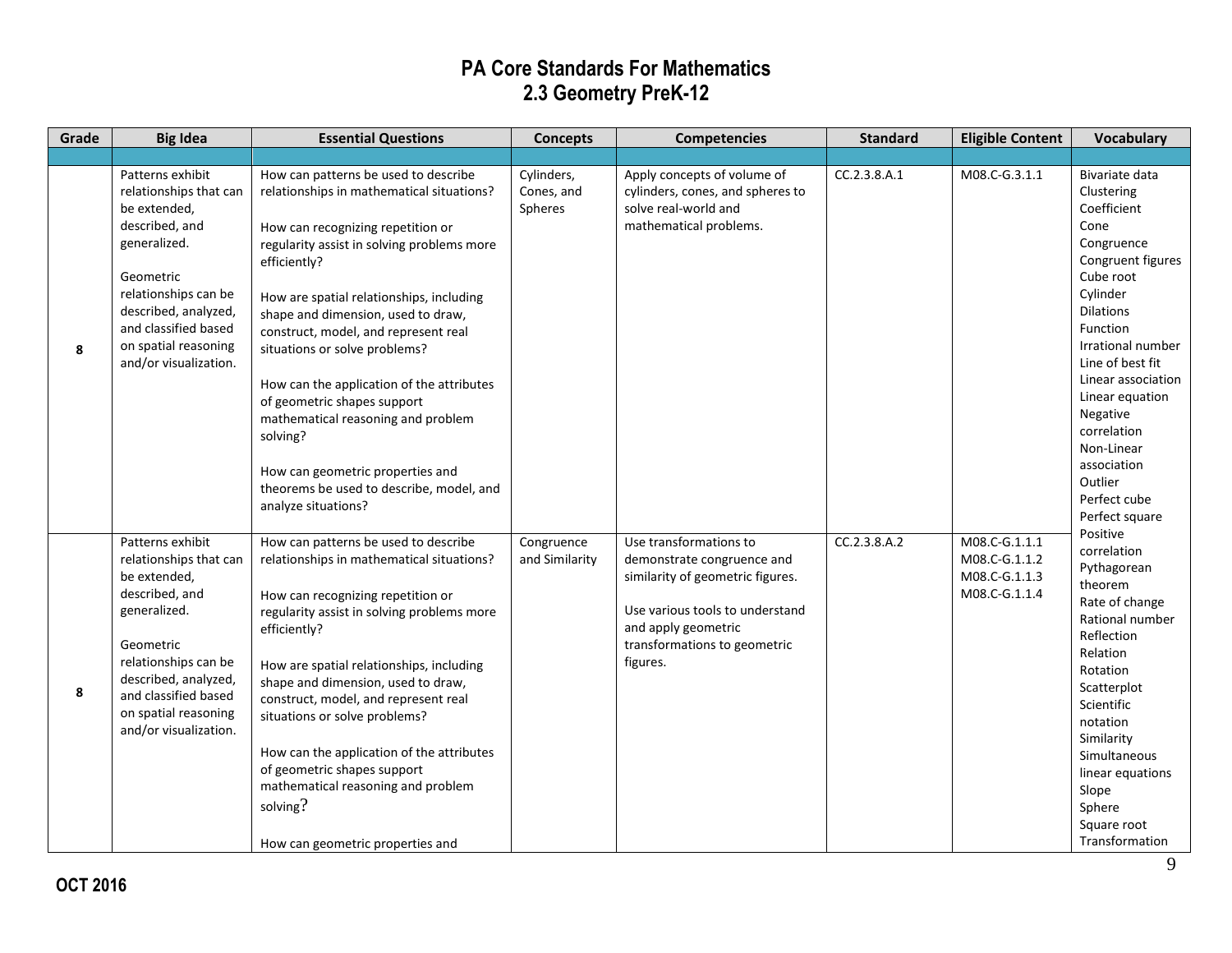# PA Core Standards For Mathematics
## 2.3 Geometry PreK-12

| Grade | Big Idea | Essential Questions | Concepts | Competencies | Standard | Eligible Content | Vocabulary |
|---|---|---|---|---|---|---|---|
| | | | | | | | |
| 8 | Patterns exhibit relationships that can be extended, described, and generalized.<br><br>Geometric relationships can be described, analyzed, and classified based on spatial reasoning and/or visualization. | How can patterns be used to describe relationships in mathematical situations?<br><br>How can recognizing repetition or regularity assist in solving problems more efficiently?<br><br>How are spatial relationships, including shape and dimension, used to draw, construct, model, and represent real situations or solve problems?<br><br>How can the application of the attributes of geometric shapes support mathematical reasoning and problem solving?<br><br>How can geometric properties and theorems be used to describe, model, and analyze situations? | Cylinders, Cones, and Spheres | Apply concepts of volume of cylinders, cones, and spheres to solve real-world and mathematical problems. | CC.2.3.8.A.1 | M08.C-G.3.1.1 | Bivariate data<br>Clustering<br>Coefficient<br>Cone<br>Congruence<br>Congruent figures<br>Cube root<br>Cylinder<br>Dilations<br>Function<br>Irrational number<br>Line of best fit<br>Linear association<br>Linear equation<br>Negative correlation<br>Non-Linear association<br>Outlier<br>Perfect cube<br>Perfect square<br>Positive correlation<br>Pythagorean theorem<br>Rate of change<br>Rational number<br>Reflection<br>Relation<br>Rotation<br>Scatterplot<br>Scientific notation<br>Similarity<br>Simultaneous linear equations<br>Slope<br>Sphere<br>Square root<br>Transformation |
| 8 | Patterns exhibit relationships that can be extended, described, and generalized.<br><br>Geometric relationships can be described, analyzed, and classified based on spatial reasoning and/or visualization. | How can patterns be used to describe relationships in mathematical situations?<br><br>How can recognizing repetition or regularity assist in solving problems more efficiently?<br><br>How are spatial relationships, including shape and dimension, used to draw, construct, model, and represent real situations or solve problems?<br><br>How can the application of the attributes of geometric shapes support mathematical reasoning and problem solving?<br><br>How can geometric properties and | Congruence and Similarity | Use transformations to demonstrate congruence and similarity of geometric figures.<br><br>Use various tools to understand and apply geometric transformations to geometric figures. | CC.2.3.8.A.2 | M08.C-G.1.1.1<br>M08.C-G.1.1.2<br>M08.C-G.1.1.3<br>M08.C-G.1.1.4 | |

OCT 2016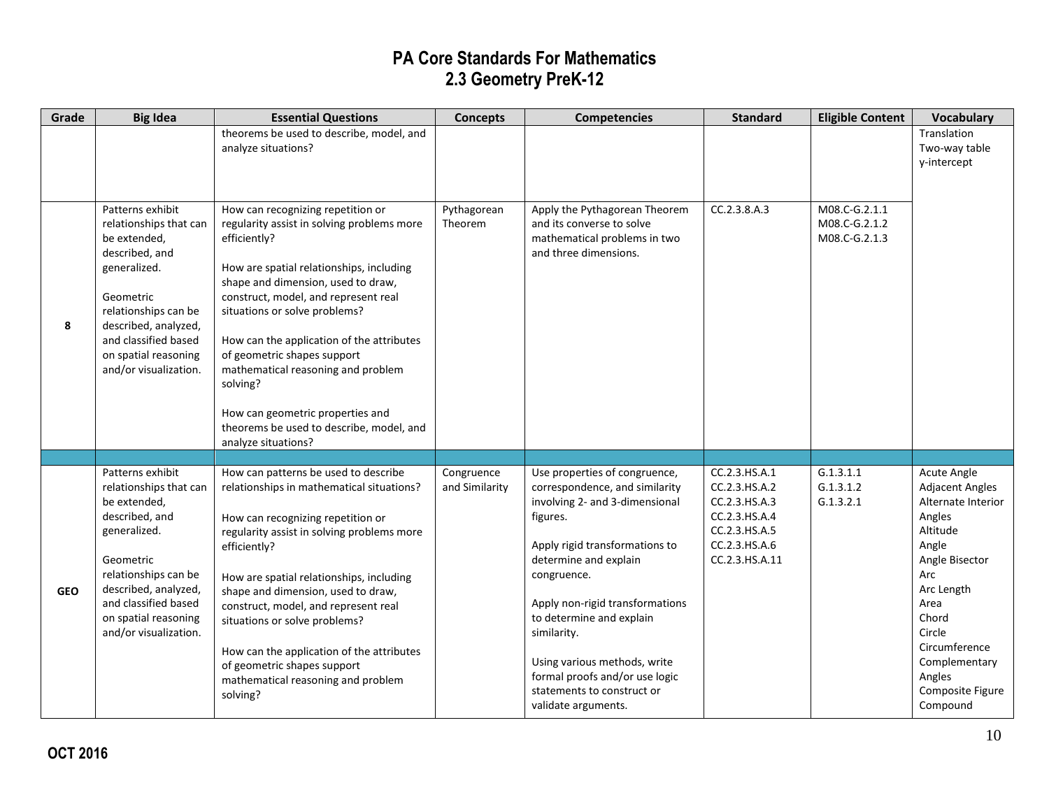# PA Core Standards For Mathematics
## 2.3 Geometry PreK-12

| Grade | Big Idea | Essential Questions | Concepts | Competencies | Standard | Eligible Content | Vocabulary |
|---|---|---|---|---|---|---|---|
| | | theorems be used to describe, model, and analyze situations? | | | | | Translation<br>Two-way table<br>y-intercept |
| 8 | Patterns exhibit relationships that can be extended, described, and generalized.<br><br>Geometric relationships can be described, analyzed, and classified based on spatial reasoning and/or visualization. | How can recognizing repetition or regularity assist in solving problems more efficiently?<br><br>How are spatial relationships, including shape and dimension, used to draw, construct, model, and represent real situations or solve problems?<br><br>How can the application of the attributes of geometric shapes support mathematical reasoning and problem solving?<br><br>How can geometric properties and theorems be used to describe, model, and analyze situations? | Pythagorean Theorem | Apply the Pythagorean Theorem and its converse to solve mathematical problems in two and three dimensions. | CC.2.3.8.A.3 | M08.C-G.2.1.1<br>M08.C-G.2.1.2<br>M08.C-G.2.1.3 | |
| | | | | | | | |
| GEO | Patterns exhibit relationships that can be extended, described, and generalized.<br><br>Geometric relationships can be described, analyzed, and classified based on spatial reasoning and/or visualization. | How can patterns be used to describe relationships in mathematical situations?<br><br>How can recognizing repetition or regularity assist in solving problems more efficiently?<br><br>How are spatial relationships, including shape and dimension, used to draw, construct, model, and represent real situations or solve problems?<br><br>How can the application of the attributes of geometric shapes support mathematical reasoning and problem solving? | Congruence and Similarity | Use properties of congruence, correspondence, and similarity involving 2- and 3-dimensional figures.<br><br>Apply rigid transformations to determine and explain congruence.<br><br>Apply non-rigid transformations to determine and explain similarity.<br><br>Using various methods, write formal proofs and/or use logic statements to construct or validate arguments. | CC.2.3.HS.A.1<br>CC.2.3.HS.A.2<br>CC.2.3.HS.A.3<br>CC.2.3.HS.A.4<br>CC.2.3.HS.A.5<br>CC.2.3.HS.A.6<br>CC.2.3.HS.A.11 | G.1.3.1.1<br>G.1.3.1.2<br>G.1.3.2.1 | Acute Angle<br>Adjacent Angles<br>Alternate Interior Angles<br>Altitude<br>Angle<br>Angle Bisector<br>Arc<br>Arc Length<br>Area<br>Chord<br>Circle<br>Circumference<br>Complementary Angles<br>Composite Figure<br>Compound |

**OCT 2016**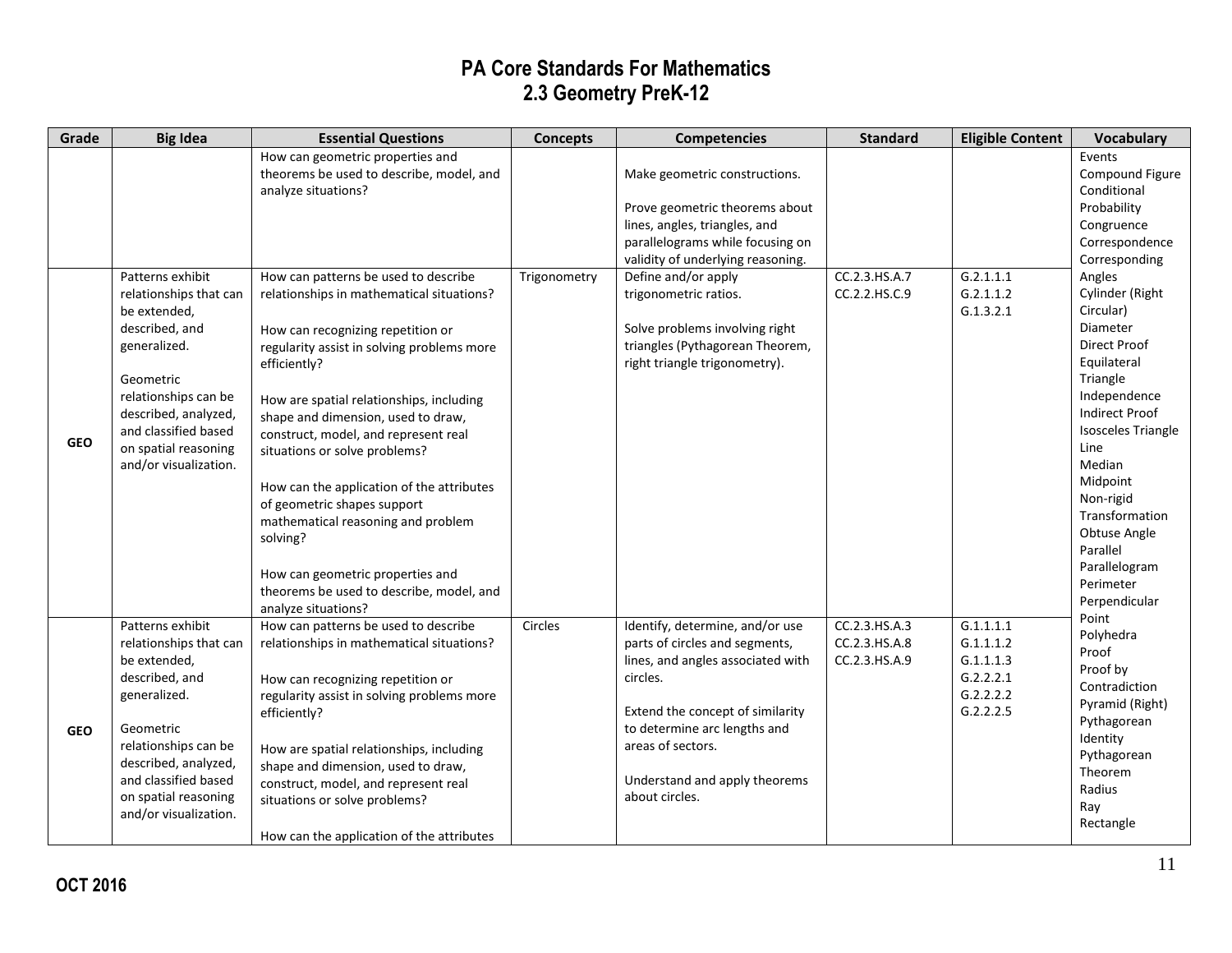# PA Core Standards For Mathematics
## 2.3 Geometry PreK-12

| Grade | Big Idea | Essential Questions | Concepts | Competencies | Standard | Eligible Content | Vocabulary |
|---|---|---|---|---|---|---|---|
| | | How can geometric properties and theorems be used to describe, model, and analyze situations? | | Make geometric constructions.<br><br>Prove geometric theorems about lines, angles, triangles, and parallelograms while focusing on validity of underlying reasoning. | | | Events<br>Compound Figure<br>Conditional Probability<br>Congruence<br>Correspondence<br>Corresponding Angles<br>Cylinder (Right Circular)<br>Diameter<br>Direct Proof<br>Equilateral Triangle<br>Independence<br>Indirect Proof<br>Isosceles Triangle<br>Line<br>Median<br>Midpoint<br>Non-rigid Transformation<br>Obtuse Angle<br>Parallel<br>Parallelogram<br>Perimeter<br>Perpendicular<br>Point<br>Polyhedra<br>Proof<br>Proof by Contradiction<br>Pyramid (Right)<br>Pythagorean Identity<br>Pythagorean Theorem<br>Radius<br>Ray<br>Rectangle |
| GEO | Patterns exhibit relationships that can be extended, described, and generalized.<br><br>Geometric relationships can be described, analyzed, and classified based on spatial reasoning and/or visualization. | How can patterns be used to describe relationships in mathematical situations?<br><br>How can recognizing repetition or regularity assist in solving problems more efficiently?<br><br>How are spatial relationships, including shape and dimension, used to draw, construct, model, and represent real situations or solve problems?<br><br>How can the application of the attributes of geometric shapes support mathematical reasoning and problem solving?<br><br>How can geometric properties and theorems be used to describe, model, and analyze situations? | Trigonometry | Define and/or apply trigonometric ratios.<br><br>Solve problems involving right triangles (Pythagorean Theorem, right triangle trigonometry). | CC.2.3.HS.A.7<br>CC.2.2.HS.C.9 | G.2.1.1.1<br>G.2.1.1.2<br>G.1.3.2.1 | |
| GEO | Patterns exhibit relationships that can be extended, described, and generalized.<br><br>Geometric relationships can be described, analyzed, and classified based on spatial reasoning and/or visualization. | How can patterns be used to describe relationships in mathematical situations?<br><br>How can recognizing repetition or regularity assist in solving problems more efficiently?<br><br>How are spatial relationships, including shape and dimension, used to draw, construct, model, and represent real situations or solve problems?<br><br>How can the application of the attributes | Circles | Identify, determine, and/or use parts of circles and segments, lines, and angles associated with circles.<br><br>Extend the concept of similarity to determine arc lengths and areas of sectors.<br><br>Understand and apply theorems about circles. | CC.2.3.HS.A.3<br>CC.2.3.HS.A.8<br>CC.2.3.HS.A.9 | G.1.1.1.1<br>G.1.1.1.2<br>G.1.1.1.3<br>G.2.2.2.1<br>G.2.2.2.2<br>G.2.2.2.5 | |

OCT 2016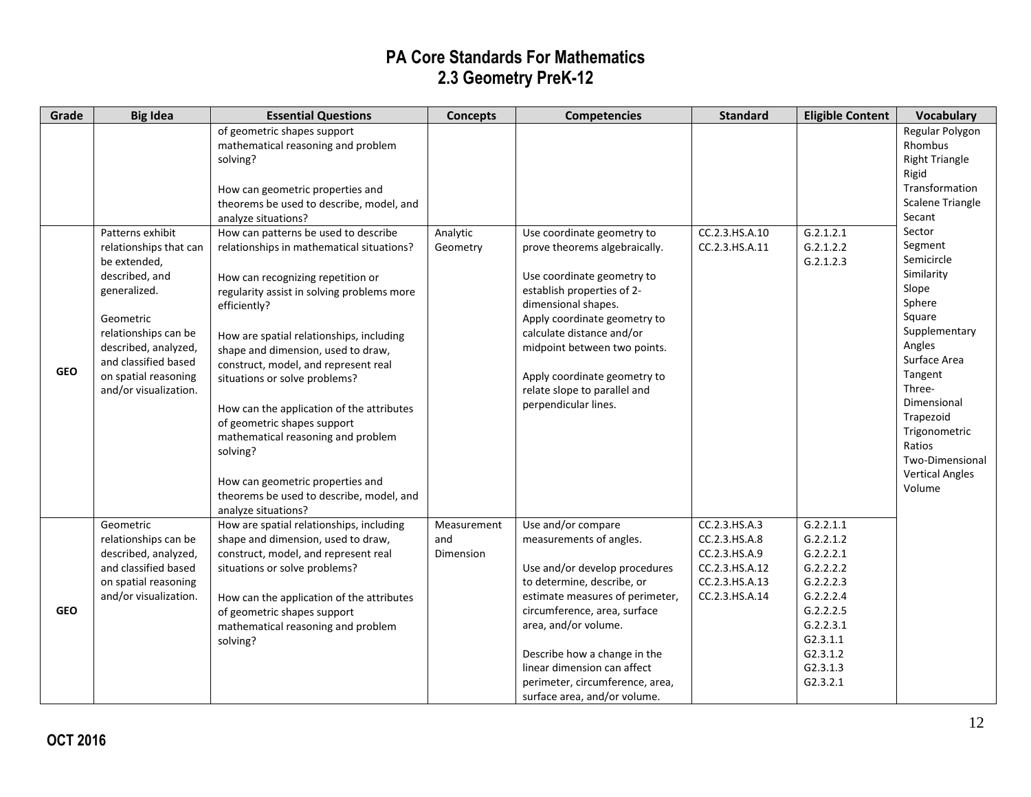# PA Core Standards For Mathematics
## 2.3 Geometry PreK-12

| Grade | Big Idea | Essential Questions | Concepts | Competencies | Standard | Eligible Content | Vocabulary |
|---|---|---|---|---|---|---|---|
| | | of geometric shapes support mathematical reasoning and problem solving?<br><br>How can geometric properties and theorems be used to describe, model, and analyze situations? | | | | | Regular Polygon<br>Rhombus<br>Right Triangle<br>Rigid Transformation<br>Scalene Triangle<br>Secant<br>Sector<br>Segment<br>Semicircle<br>Similarity<br>Slope<br>Sphere<br>Square<br>Supplementary Angles<br>Surface Area<br>Tangent<br>Three-Dimensional<br>Trapezoid<br>Trigonometric Ratios<br>Two-Dimensional<br>Vertical Angles<br>Volume |
| GEO | Patterns exhibit relationships that can be extended, described, and generalized.<br><br>Geometric relationships can be described, analyzed, and classified based on spatial reasoning and/or visualization. | How can patterns be used to describe relationships in mathematical situations?<br><br>How can recognizing repetition or regularity assist in solving problems more efficiently?<br><br>How are spatial relationships, including shape and dimension, used to draw, construct, model, and represent real situations or solve problems?<br><br>How can the application of the attributes of geometric shapes support mathematical reasoning and problem solving?<br><br>How can geometric properties and theorems be used to describe, model, and analyze situations? | Analytic Geometry | Use coordinate geometry to prove theorems algebraically.<br><br>Use coordinate geometry to establish properties of 2-dimensional shapes.<br>Apply coordinate geometry to calculate distance and/or midpoint between two points.<br><br>Apply coordinate geometry to relate slope to parallel and perpendicular lines. | CC.2.3.HS.A.10<br>CC.2.3.HS.A.11 | G.2.1.2.1<br>G.2.1.2.2<br>G.2.1.2.3 | |
| GEO | Geometric relationships can be described, analyzed, and classified based on spatial reasoning and/or visualization. | How are spatial relationships, including shape and dimension, used to draw, construct, model, and represent real situations or solve problems?<br><br>How can the application of the attributes of geometric shapes support mathematical reasoning and problem solving? | Measurement and Dimension | Use and/or compare measurements of angles.<br><br>Use and/or develop procedures to determine, describe, or estimate measures of perimeter, circumference, area, surface area, and/or volume.<br><br>Describe how a change in the linear dimension can affect perimeter, circumference, area, surface area, and/or volume. | CC.2.3.HS.A.3<br>CC.2.3.HS.A.8<br>CC.2.3.HS.A.9<br>CC.2.3.HS.A.12<br>CC.2.3.HS.A.13<br>CC.2.3.HS.A.14 | G.2.2.1.1<br>G.2.2.1.2<br>G.2.2.2.1<br>G.2.2.2.2<br>G.2.2.2.3<br>G.2.2.2.4<br>G.2.2.2.5<br>G.2.2.3.1<br>G2.3.1.1<br>G2.3.1.2<br>G2.3.1.3<br>G2.3.2.1 | |

OCT 2016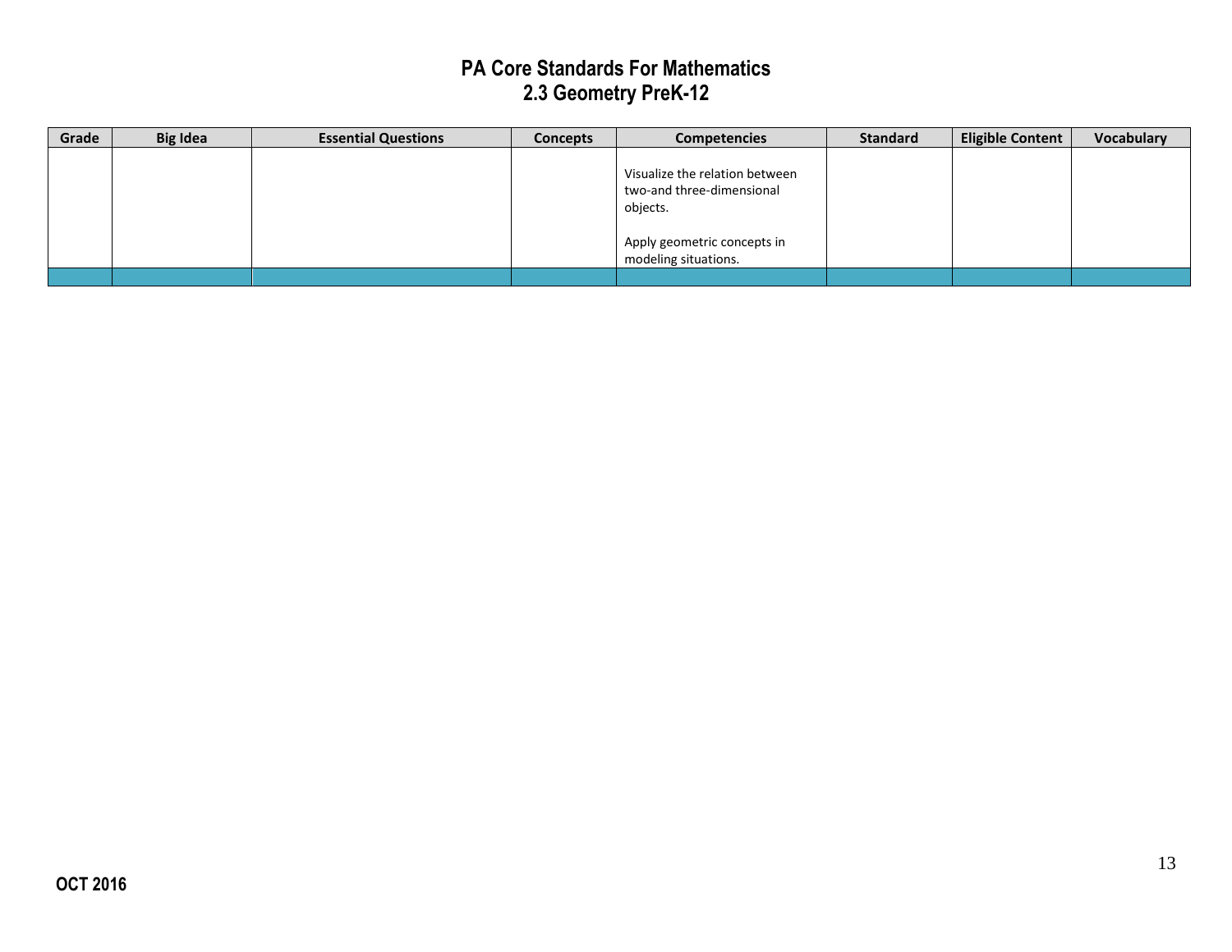# PA Core Standards For Mathematics
## 2.3 Geometry PreK-12

| Grade | Big Idea | Essential Questions | Concepts | Competencies | Standard | Eligible Content | Vocabulary |
|---|---|---|---|---|---|---|---|
| | | | | Visualize the relation between two-and three-dimensional objects.<br><br>Apply geometric concepts in modeling situations. | | | |
| | | | | | | | |

OCT 2016